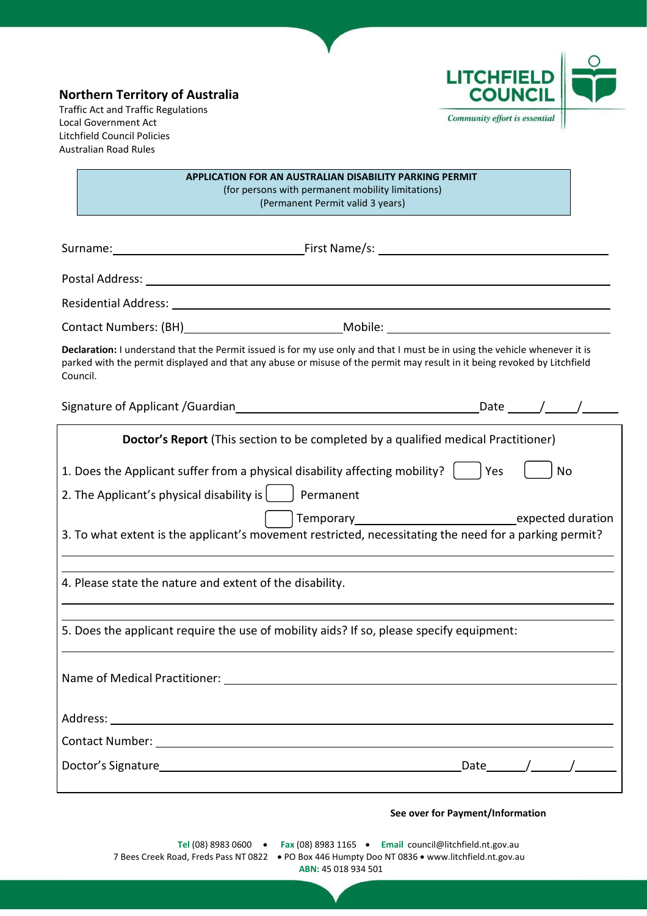**Northern Territory of Australia**
Traffic Act and Traffic Regulations
Local Government Act
Litchfield Council Policies
Australian Road Rules

LITCHFIELD COUNCIL
*Community effort is essential*

**APPLICATION FOR AN AUSTRALIAN DISABILITY PARKING PERMIT**
(for persons with permanent mobility limitations)
(Permanent Permit valid 3 years)

Surname: ______________________________ First Name/s: ____________________________________

Postal Address: ____________________________________________________________________

Residential Address: ________________________________________________________________

Contact Numbers: (BH) ________________________ Mobile: ____________________________

**Declaration:** I understand that the Permit issued is for my use only and that I must be in using the vehicle whenever it is parked with the permit displayed and that any abuse or misuse of the permit may result in it being revoked by Litchfield Council.

Signature of Applicant /Guardian ____________________________________ Date _____/_____/_____

**Doctor's Report** (This section to be completed by a qualified medical Practitioner)

1. Does the Applicant suffer from a physical disability affecting mobility? ☐ Yes ☐ No

2. The Applicant's physical disability is ☐ Permanent

   ☐ Temporary ________________________ expected duration

3. To what extent is the applicant's movement restricted, necessitating the need for a parking permit?

____________________________________________________________________

____________________________________________________________________

4. Please state the nature and extent of the disability.

____________________________________________________________________

____________________________________________________________________

5. Does the applicant require the use of mobility aids? If so, please specify equipment:

____________________________________________________________________

Name of Medical Practitioner: ______________________________________________________

Address: ___________________________________________________________________

Contact Number: _____________________________________________________________

Doctor's Signature ______________________________________________ Date ______/______/______

**See over for Payment/Information**

**Tel** (08) 8983 0600 • **Fax** (08) 8983 1165 • **Email** council@litchfield.nt.gov.au
7 Bees Creek Road, Freds Pass NT 0822 • PO Box 446 Humpty Doo NT 0836 • www.litchfield.nt.gov.au
**ABN:** 45 018 934 501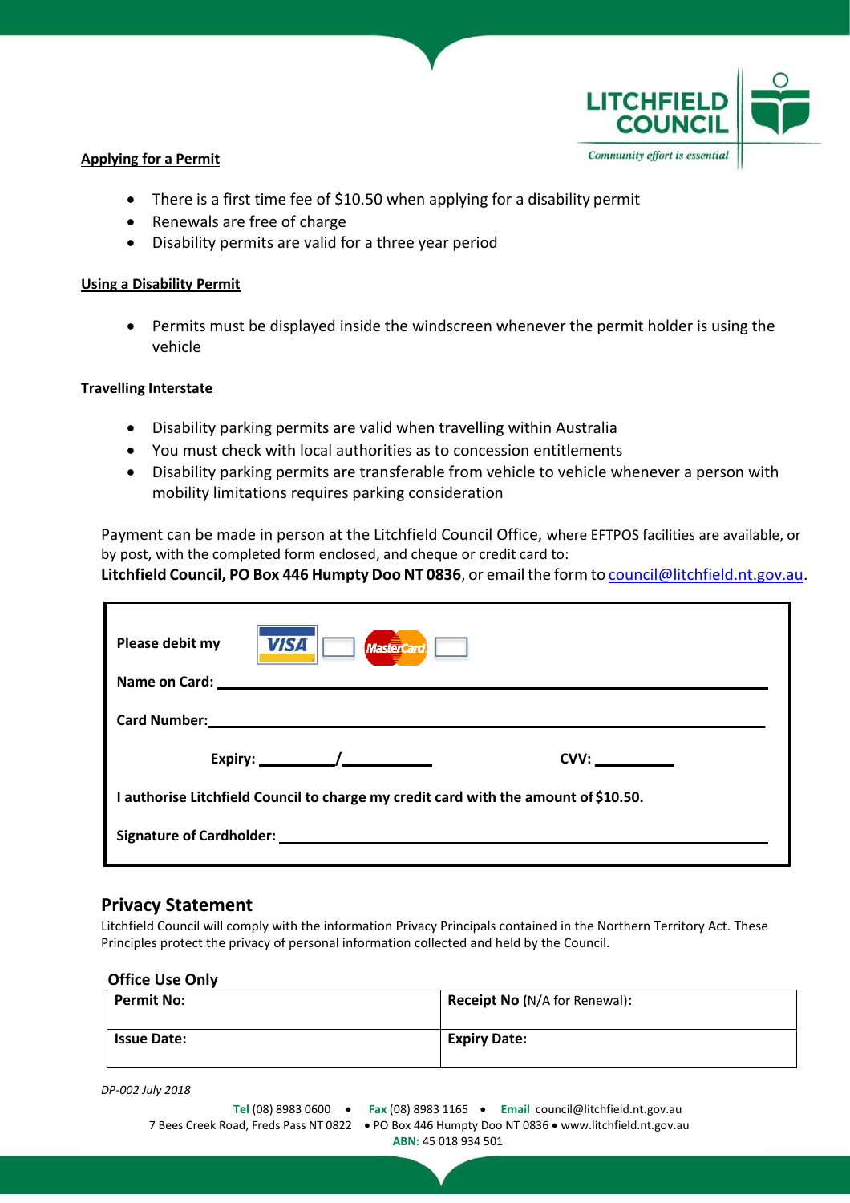LITCHFIELD COUNCIL

*Community effort is essential*

**Applying for a Permit**

- There is a first time fee of $10.50 when applying for a disability permit
- Renewals are free of charge
- Disability permits are valid for a three year period

**Using a Disability Permit**

- Permits must be displayed inside the windscreen whenever the permit holder is using the vehicle

**Travelling Interstate**

- Disability parking permits are valid when travelling within Australia
- You must check with local authorities as to concession entitlements
- Disability parking permits are transferable from vehicle to vehicle whenever a person with mobility limitations requires parking consideration

Payment can be made in person at the Litchfield Council Office, where EFTPOS facilities are available, or by post, with the completed form enclosed, and cheque or credit card to:
**Litchfield Council, PO Box 446 Humpty Doo NT 0836**, or email the form to council@litchfield.nt.gov.au.

**Please debit my** VISA ☐ MasterCard ☐

**Name on Card:** ______________________________

**Card Number:** ______________________________

**Expiry:** ________/________ **CVV:** ________

**I authorise Litchfield Council to charge my credit card with the amount of $10.50.**

**Signature of Cardholder:** ______________________________

## Privacy Statement

Litchfield Council will comply with the information Privacy Principals contained in the Northern Territory Act. These Principles protect the privacy of personal information collected and held by the Council.

### Office Use Only

| | |
|---|---|
| **Permit No:** | **Receipt No** (N/A for Renewal)**:** |
| **Issue Date:** | **Expiry Date:** |

*DP-002 July 2018*

**Tel** (08) 8983 0600 • **Fax** (08) 8983 1165 • **Email** council@litchfield.nt.gov.au
7 Bees Creek Road, Freds Pass NT 0822 • PO Box 446 Humpty Doo NT 0836 • www.litchfield.nt.gov.au
**ABN:** 45 018 934 501